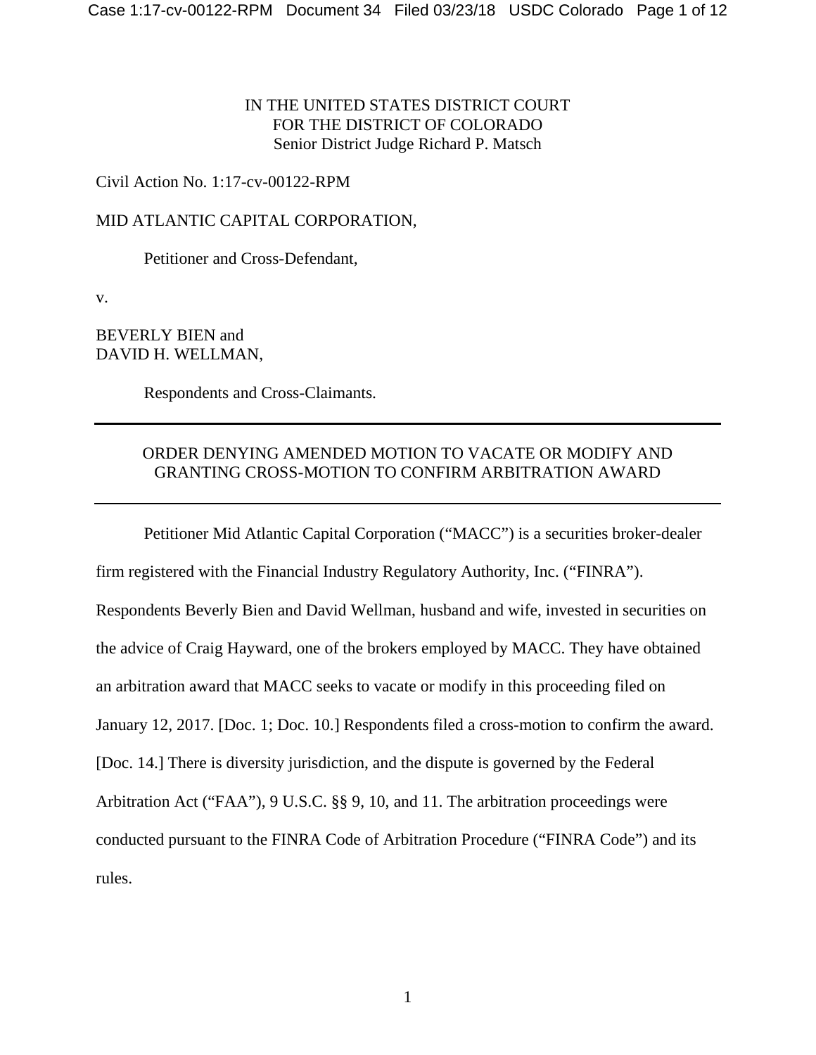IN THE UNITED STATES DISTRICT COURT
FOR THE DISTRICT OF COLORADO
Senior District Judge Richard P. Matsch

Civil Action No. 1:17-cv-00122-RPM

MID ATLANTIC CAPITAL CORPORATION,

Petitioner and Cross-Defendant,

v.

BEVERLY BIEN and
DAVID H. WELLMAN,

Respondents and Cross-Claimants.

---

ORDER DENYING AMENDED MOTION TO VACATE OR MODIFY AND GRANTING CROSS-MOTION TO CONFIRM ARBITRATION AWARD

---

Petitioner Mid Atlantic Capital Corporation ("MACC") is a securities broker-dealer firm registered with the Financial Industry Regulatory Authority, Inc. ("FINRA"). Respondents Beverly Bien and David Wellman, husband and wife, invested in securities on the advice of Craig Hayward, one of the brokers employed by MACC. They have obtained an arbitration award that MACC seeks to vacate or modify in this proceeding filed on January 12, 2017. [Doc. 1; Doc. 10.] Respondents filed a cross-motion to confirm the award. [Doc. 14.] There is diversity jurisdiction, and the dispute is governed by the Federal Arbitration Act ("FAA"), 9 U.S.C. §§ 9, 10, and 11. The arbitration proceedings were conducted pursuant to the FINRA Code of Arbitration Procedure ("FINRA Code") and its rules.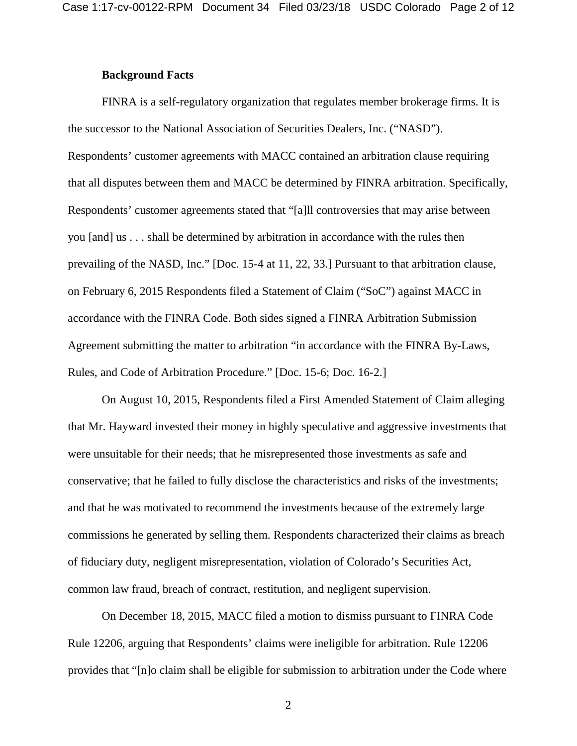**Background Facts**

FINRA is a self-regulatory organization that regulates member brokerage firms. It is the successor to the National Association of Securities Dealers, Inc. ("NASD"). Respondents' customer agreements with MACC contained an arbitration clause requiring that all disputes between them and MACC be determined by FINRA arbitration. Specifically, Respondents' customer agreements stated that "[a]ll controversies that may arise between you [and] us . . . shall be determined by arbitration in accordance with the rules then prevailing of the NASD, Inc." [Doc. 15-4 at 11, 22, 33.] Pursuant to that arbitration clause, on February 6, 2015 Respondents filed a Statement of Claim ("SoC") against MACC in accordance with the FINRA Code. Both sides signed a FINRA Arbitration Submission Agreement submitting the matter to arbitration "in accordance with the FINRA By-Laws, Rules, and Code of Arbitration Procedure." [Doc. 15-6; Doc. 16-2.]

On August 10, 2015, Respondents filed a First Amended Statement of Claim alleging that Mr. Hayward invested their money in highly speculative and aggressive investments that were unsuitable for their needs; that he misrepresented those investments as safe and conservative; that he failed to fully disclose the characteristics and risks of the investments; and that he was motivated to recommend the investments because of the extremely large commissions he generated by selling them. Respondents characterized their claims as breach of fiduciary duty, negligent misrepresentation, violation of Colorado's Securities Act, common law fraud, breach of contract, restitution, and negligent supervision.

On December 18, 2015, MACC filed a motion to dismiss pursuant to FINRA Code Rule 12206, arguing that Respondents' claims were ineligible for arbitration. Rule 12206 provides that "[n]o claim shall be eligible for submission to arbitration under the Code where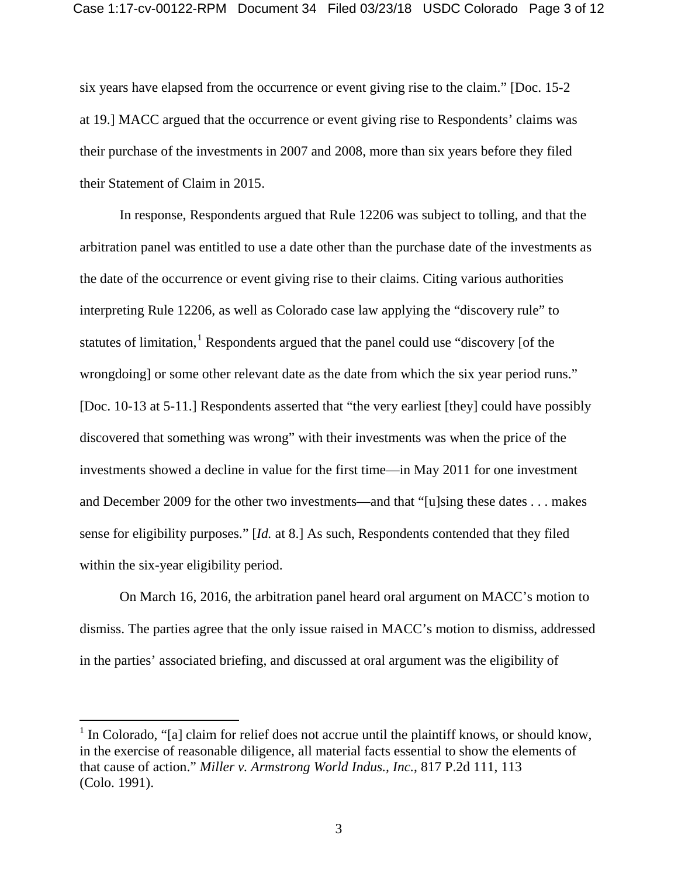six years have elapsed from the occurrence or event giving rise to the claim." [Doc. 15-2 at 19.] MACC argued that the occurrence or event giving rise to Respondents' claims was their purchase of the investments in 2007 and 2008, more than six years before they filed their Statement of Claim in 2015.

In response, Respondents argued that Rule 12206 was subject to tolling, and that the arbitration panel was entitled to use a date other than the purchase date of the investments as the date of the occurrence or event giving rise to their claims. Citing various authorities interpreting Rule 12206, as well as Colorado case law applying the "discovery rule" to statutes of limitation,[1] Respondents argued that the panel could use "discovery [of the wrongdoing] or some other relevant date as the date from which the six year period runs." [Doc. 10-13 at 5-11.] Respondents asserted that "the very earliest [they] could have possibly discovered that something was wrong" with their investments was when the price of the investments showed a decline in value for the first time—in May 2011 for one investment and December 2009 for the other two investments—and that "[u]sing these dates . . . makes sense for eligibility purposes." [*Id.* at 8.] As such, Respondents contended that they filed within the six-year eligibility period.

On March 16, 2016, the arbitration panel heard oral argument on MACC's motion to dismiss. The parties agree that the only issue raised in MACC's motion to dismiss, addressed in the parties' associated briefing, and discussed at oral argument was the eligibility of

---

[1] In Colorado, "[a] claim for relief does not accrue until the plaintiff knows, or should know, in the exercise of reasonable diligence, all material facts essential to show the elements of that cause of action." *Miller v. Armstrong World Indus., Inc.*, 817 P.2d 111, 113 (Colo. 1991).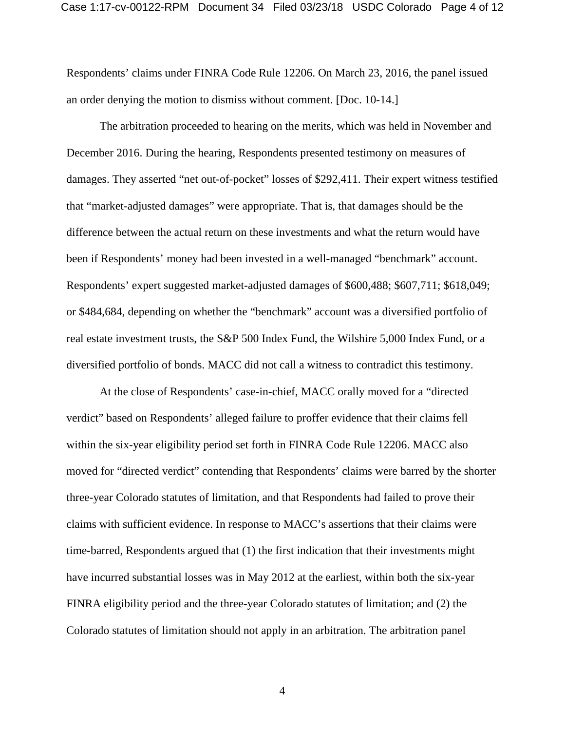Respondents' claims under FINRA Code Rule 12206. On March 23, 2016, the panel issued an order denying the motion to dismiss without comment. [Doc. 10-14.]

The arbitration proceeded to hearing on the merits, which was held in November and December 2016. During the hearing, Respondents presented testimony on measures of damages. They asserted "net out-of-pocket" losses of $292,411. Their expert witness testified that "market-adjusted damages" were appropriate. That is, that damages should be the difference between the actual return on these investments and what the return would have been if Respondents' money had been invested in a well-managed "benchmark" account. Respondents' expert suggested market-adjusted damages of $600,488; $607,711; $618,049; or $484,684, depending on whether the "benchmark" account was a diversified portfolio of real estate investment trusts, the S&P 500 Index Fund, the Wilshire 5,000 Index Fund, or a diversified portfolio of bonds. MACC did not call a witness to contradict this testimony.

At the close of Respondents' case-in-chief, MACC orally moved for a "directed verdict" based on Respondents' alleged failure to proffer evidence that their claims fell within the six-year eligibility period set forth in FINRA Code Rule 12206. MACC also moved for "directed verdict" contending that Respondents' claims were barred by the shorter three-year Colorado statutes of limitation, and that Respondents had failed to prove their claims with sufficient evidence. In response to MACC's assertions that their claims were time-barred, Respondents argued that (1) the first indication that their investments might have incurred substantial losses was in May 2012 at the earliest, within both the six-year FINRA eligibility period and the three-year Colorado statutes of limitation; and (2) the Colorado statutes of limitation should not apply in an arbitration. The arbitration panel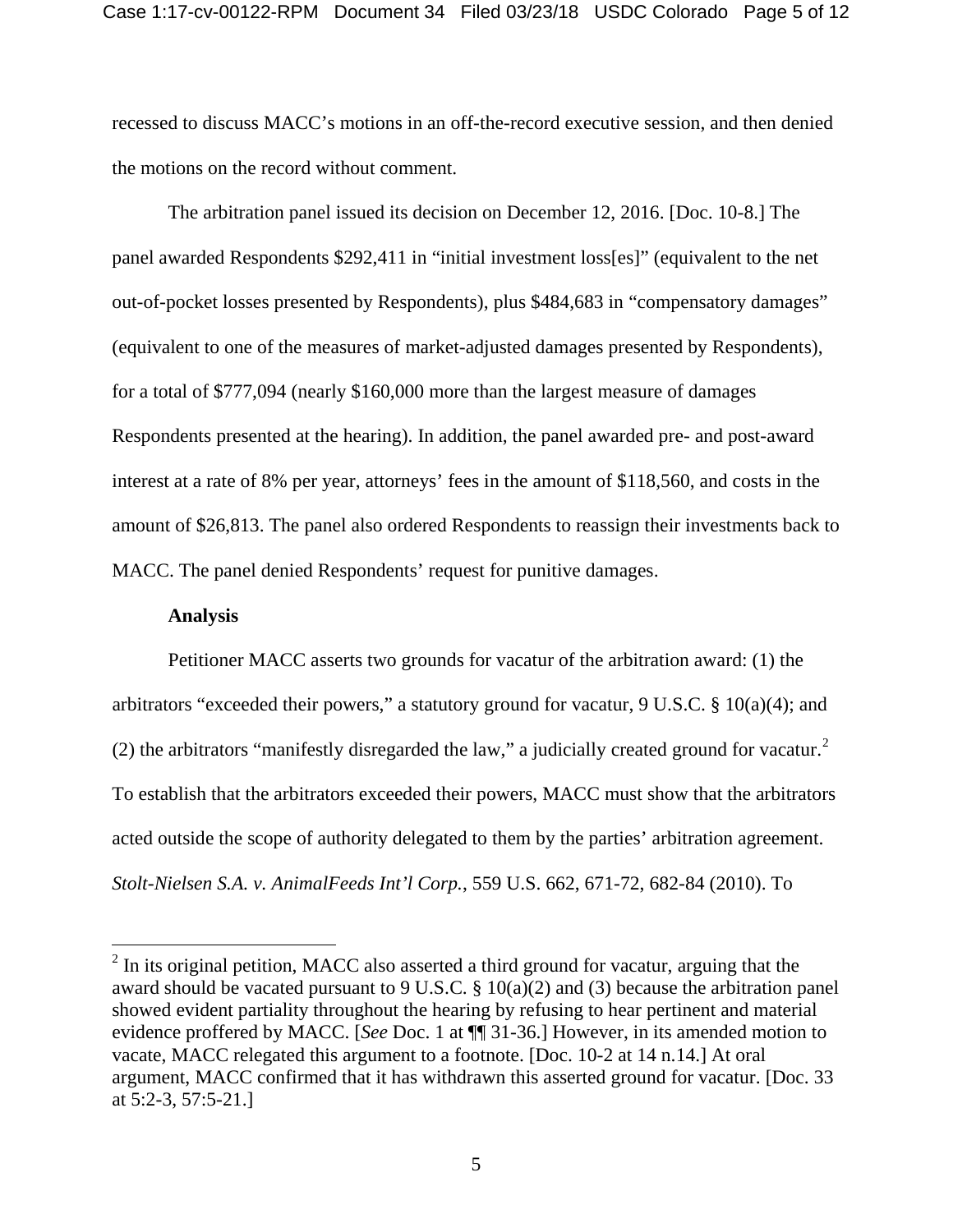recessed to discuss MACC's motions in an off-the-record executive session, and then denied the motions on the record without comment.

The arbitration panel issued its decision on December 12, 2016. [Doc. 10-8.] The panel awarded Respondents $292,411 in "initial investment loss[es]" (equivalent to the net out-of-pocket losses presented by Respondents), plus $484,683 in "compensatory damages" (equivalent to one of the measures of market-adjusted damages presented by Respondents), for a total of $777,094 (nearly $160,000 more than the largest measure of damages Respondents presented at the hearing). In addition, the panel awarded pre- and post-award interest at a rate of 8% per year, attorneys' fees in the amount of $118,560, and costs in the amount of $26,813. The panel also ordered Respondents to reassign their investments back to MACC. The panel denied Respondents' request for punitive damages.

**Analysis**

Petitioner MACC asserts two grounds for vacatur of the arbitration award: (1) the arbitrators "exceeded their powers," a statutory ground for vacatur, 9 U.S.C. § 10(a)(4); and (2) the arbitrators "manifestly disregarded the law," a judicially created ground for vacatur.[2] To establish that the arbitrators exceeded their powers, MACC must show that the arbitrators acted outside the scope of authority delegated to them by the parties' arbitration agreement. *Stolt-Nielsen S.A. v. AnimalFeeds Int'l Corp.*, 559 U.S. 662, 671-72, 682-84 (2010). To

[2] In its original petition, MACC also asserted a third ground for vacatur, arguing that the award should be vacated pursuant to 9 U.S.C. § 10(a)(2) and (3) because the arbitration panel showed evident partiality throughout the hearing by refusing to hear pertinent and material evidence proffered by MACC. [*See* Doc. 1 at ¶¶ 31-36.] However, in its amended motion to vacate, MACC relegated this argument to a footnote. [Doc. 10-2 at 14 n.14.] At oral argument, MACC confirmed that it has withdrawn this asserted ground for vacatur. [Doc. 33 at 5:2-3, 57:5-21.]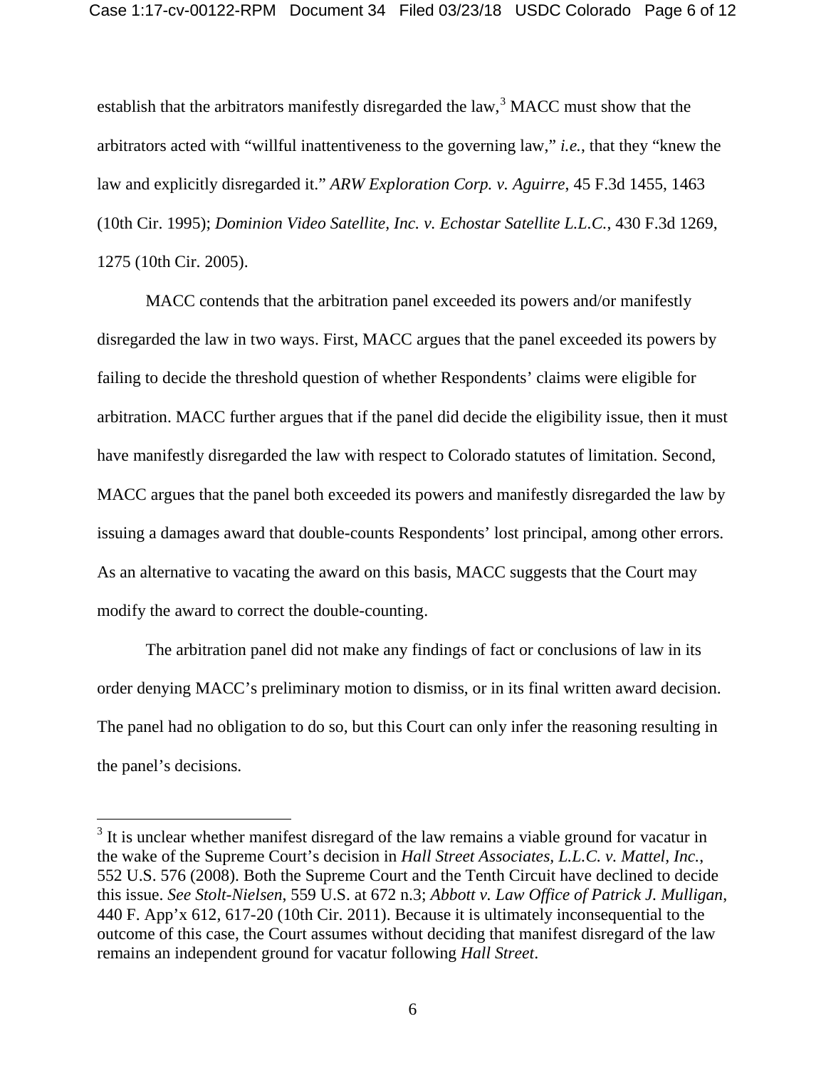establish that the arbitrators manifestly disregarded the law,[3] MACC must show that the arbitrators acted with "willful inattentiveness to the governing law," *i.e.*, that they "knew the law and explicitly disregarded it." *ARW Exploration Corp. v. Aguirre*, 45 F.3d 1455, 1463 (10th Cir. 1995); *Dominion Video Satellite, Inc. v. Echostar Satellite L.L.C.*, 430 F.3d 1269, 1275 (10th Cir. 2005).

MACC contends that the arbitration panel exceeded its powers and/or manifestly disregarded the law in two ways. First, MACC argues that the panel exceeded its powers by failing to decide the threshold question of whether Respondents' claims were eligible for arbitration. MACC further argues that if the panel did decide the eligibility issue, then it must have manifestly disregarded the law with respect to Colorado statutes of limitation. Second, MACC argues that the panel both exceeded its powers and manifestly disregarded the law by issuing a damages award that double-counts Respondents' lost principal, among other errors. As an alternative to vacating the award on this basis, MACC suggests that the Court may modify the award to correct the double-counting.

The arbitration panel did not make any findings of fact or conclusions of law in its order denying MACC's preliminary motion to dismiss, or in its final written award decision. The panel had no obligation to do so, but this Court can only infer the reasoning resulting in the panel's decisions.

---

[3] It is unclear whether manifest disregard of the law remains a viable ground for vacatur in the wake of the Supreme Court's decision in *Hall Street Associates, L.L.C. v. Mattel, Inc.*, 552 U.S. 576 (2008). Both the Supreme Court and the Tenth Circuit have declined to decide this issue. *See Stolt-Nielsen*, 559 U.S. at 672 n.3; *Abbott v. Law Office of Patrick J. Mulligan*, 440 F. App'x 612, 617-20 (10th Cir. 2011). Because it is ultimately inconsequential to the outcome of this case, the Court assumes without deciding that manifest disregard of the law remains an independent ground for vacatur following *Hall Street*.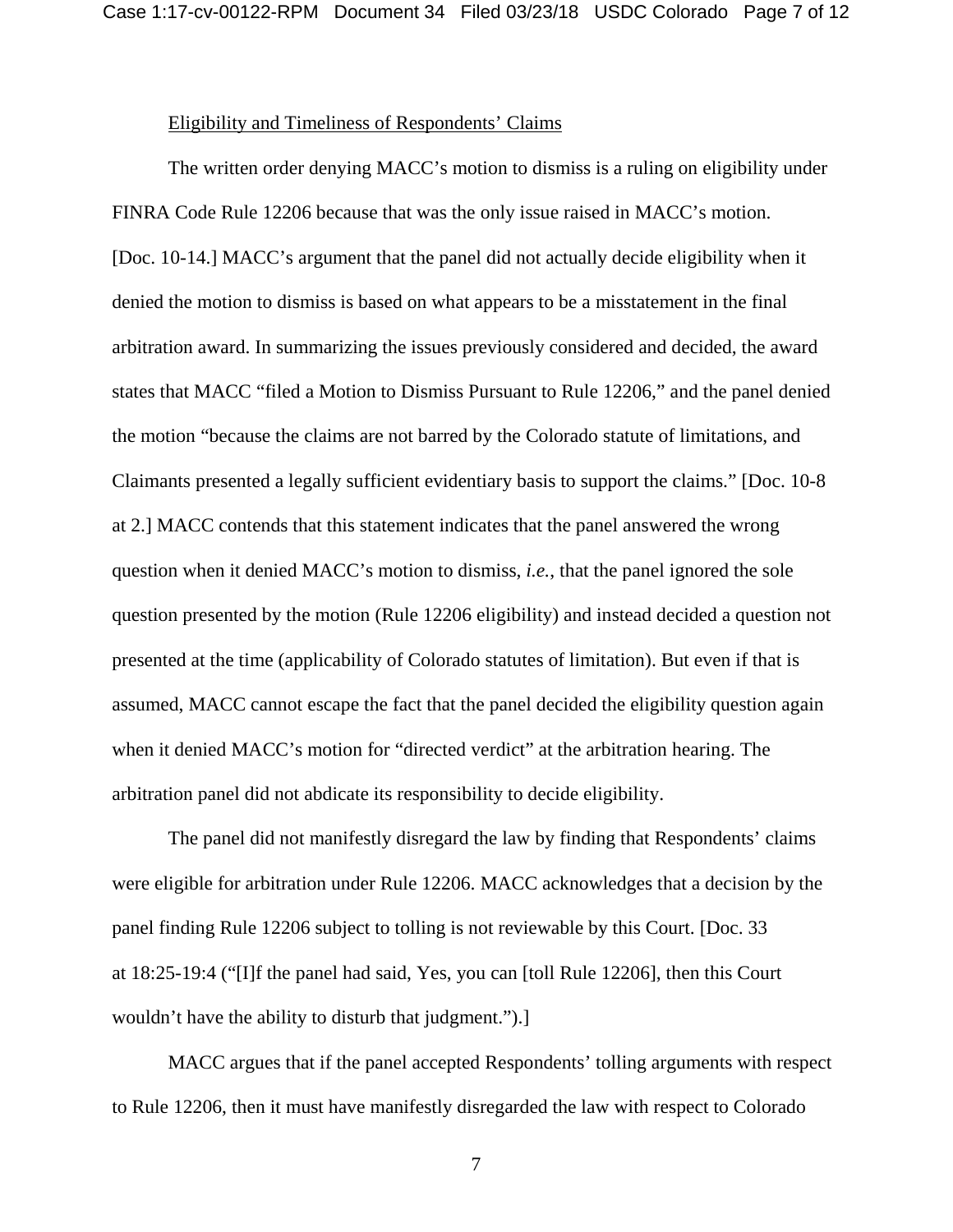Eligibility and Timeliness of Respondents' Claims

The written order denying MACC's motion to dismiss is a ruling on eligibility under FINRA Code Rule 12206 because that was the only issue raised in MACC's motion. [Doc. 10-14.] MACC's argument that the panel did not actually decide eligibility when it denied the motion to dismiss is based on what appears to be a misstatement in the final arbitration award. In summarizing the issues previously considered and decided, the award states that MACC "filed a Motion to Dismiss Pursuant to Rule 12206," and the panel denied the motion "because the claims are not barred by the Colorado statute of limitations, and Claimants presented a legally sufficient evidentiary basis to support the claims." [Doc. 10-8 at 2.] MACC contends that this statement indicates that the panel answered the wrong question when it denied MACC's motion to dismiss, *i.e.*, that the panel ignored the sole question presented by the motion (Rule 12206 eligibility) and instead decided a question not presented at the time (applicability of Colorado statutes of limitation). But even if that is assumed, MACC cannot escape the fact that the panel decided the eligibility question again when it denied MACC's motion for "directed verdict" at the arbitration hearing. The arbitration panel did not abdicate its responsibility to decide eligibility.

The panel did not manifestly disregard the law by finding that Respondents' claims were eligible for arbitration under Rule 12206. MACC acknowledges that a decision by the panel finding Rule 12206 subject to tolling is not reviewable by this Court. [Doc. 33 at 18:25-19:4 ("[I]f the panel had said, Yes, you can [toll Rule 12206], then this Court wouldn't have the ability to disturb that judgment.").]

MACC argues that if the panel accepted Respondents' tolling arguments with respect to Rule 12206, then it must have manifestly disregarded the law with respect to Colorado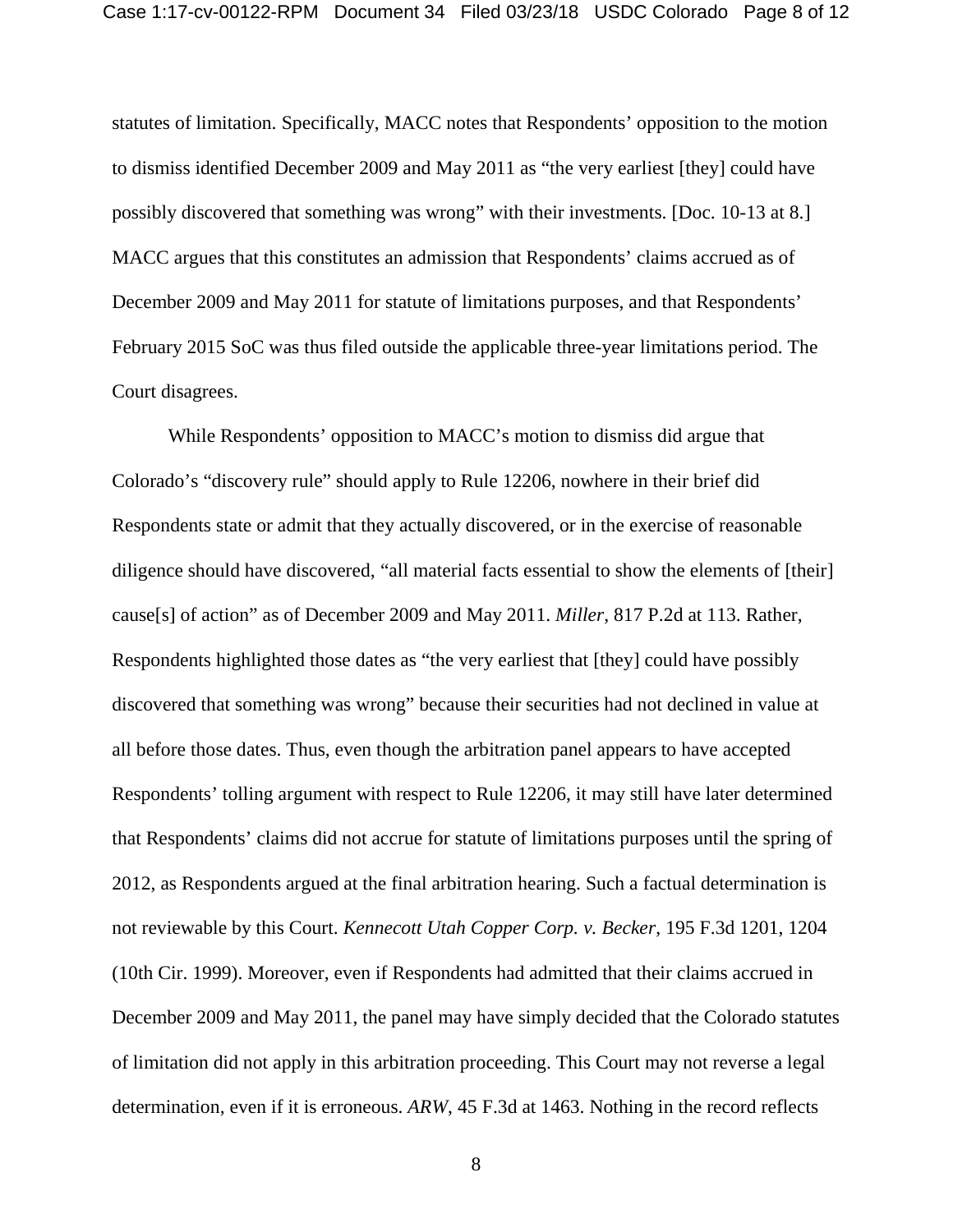statutes of limitation. Specifically, MACC notes that Respondents' opposition to the motion to dismiss identified December 2009 and May 2011 as "the very earliest [they] could have possibly discovered that something was wrong" with their investments. [Doc. 10-13 at 8.] MACC argues that this constitutes an admission that Respondents' claims accrued as of December 2009 and May 2011 for statute of limitations purposes, and that Respondents' February 2015 SoC was thus filed outside the applicable three-year limitations period. The Court disagrees.

While Respondents' opposition to MACC's motion to dismiss did argue that Colorado's "discovery rule" should apply to Rule 12206, nowhere in their brief did Respondents state or admit that they actually discovered, or in the exercise of reasonable diligence should have discovered, "all material facts essential to show the elements of [their] cause[s] of action" as of December 2009 and May 2011. *Miller*, 817 P.2d at 113. Rather, Respondents highlighted those dates as "the very earliest that [they] could have possibly discovered that something was wrong" because their securities had not declined in value at all before those dates. Thus, even though the arbitration panel appears to have accepted Respondents' tolling argument with respect to Rule 12206, it may still have later determined that Respondents' claims did not accrue for statute of limitations purposes until the spring of 2012, as Respondents argued at the final arbitration hearing. Such a factual determination is not reviewable by this Court. *Kennecott Utah Copper Corp. v. Becker*, 195 F.3d 1201, 1204 (10th Cir. 1999). Moreover, even if Respondents had admitted that their claims accrued in December 2009 and May 2011, the panel may have simply decided that the Colorado statutes of limitation did not apply in this arbitration proceeding. This Court may not reverse a legal determination, even if it is erroneous. *ARW*, 45 F.3d at 1463. Nothing in the record reflects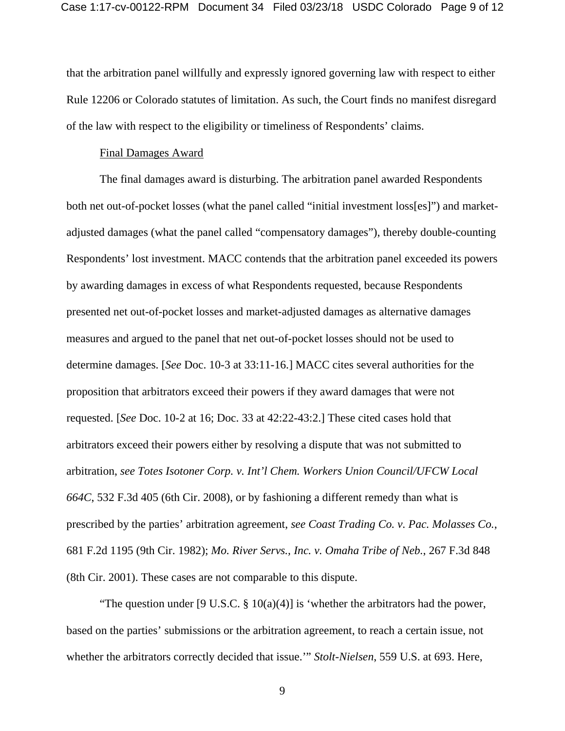that the arbitration panel willfully and expressly ignored governing law with respect to either Rule 12206 or Colorado statutes of limitation. As such, the Court finds no manifest disregard of the law with respect to the eligibility or timeliness of Respondents' claims.

Final Damages Award

The final damages award is disturbing. The arbitration panel awarded Respondents both net out-of-pocket losses (what the panel called "initial investment loss[es]") and market-adjusted damages (what the panel called "compensatory damages"), thereby double-counting Respondents' lost investment. MACC contends that the arbitration panel exceeded its powers by awarding damages in excess of what Respondents requested, because Respondents presented net out-of-pocket losses and market-adjusted damages as alternative damages measures and argued to the panel that net out-of-pocket losses should not be used to determine damages. [*See* Doc. 10-3 at 33:11-16.] MACC cites several authorities for the proposition that arbitrators exceed their powers if they award damages that were not requested. [*See* Doc. 10-2 at 16; Doc. 33 at 42:22-43:2.] These cited cases hold that arbitrators exceed their powers either by resolving a dispute that was not submitted to arbitration, *see Totes Isotoner Corp. v. Int'l Chem. Workers Union Council/UFCW Local 664C*, 532 F.3d 405 (6th Cir. 2008), or by fashioning a different remedy than what is prescribed by the parties' arbitration agreement, *see Coast Trading Co. v. Pac. Molasses Co.*, 681 F.2d 1195 (9th Cir. 1982); *Mo. River Servs., Inc. v. Omaha Tribe of Neb.*, 267 F.3d 848 (8th Cir. 2001). These cases are not comparable to this dispute.

"The question under [9 U.S.C. § 10(a)(4)] is 'whether the arbitrators had the power, based on the parties' submissions or the arbitration agreement, to reach a certain issue, not whether the arbitrators correctly decided that issue.'" *Stolt-Nielsen*, 559 U.S. at 693. Here,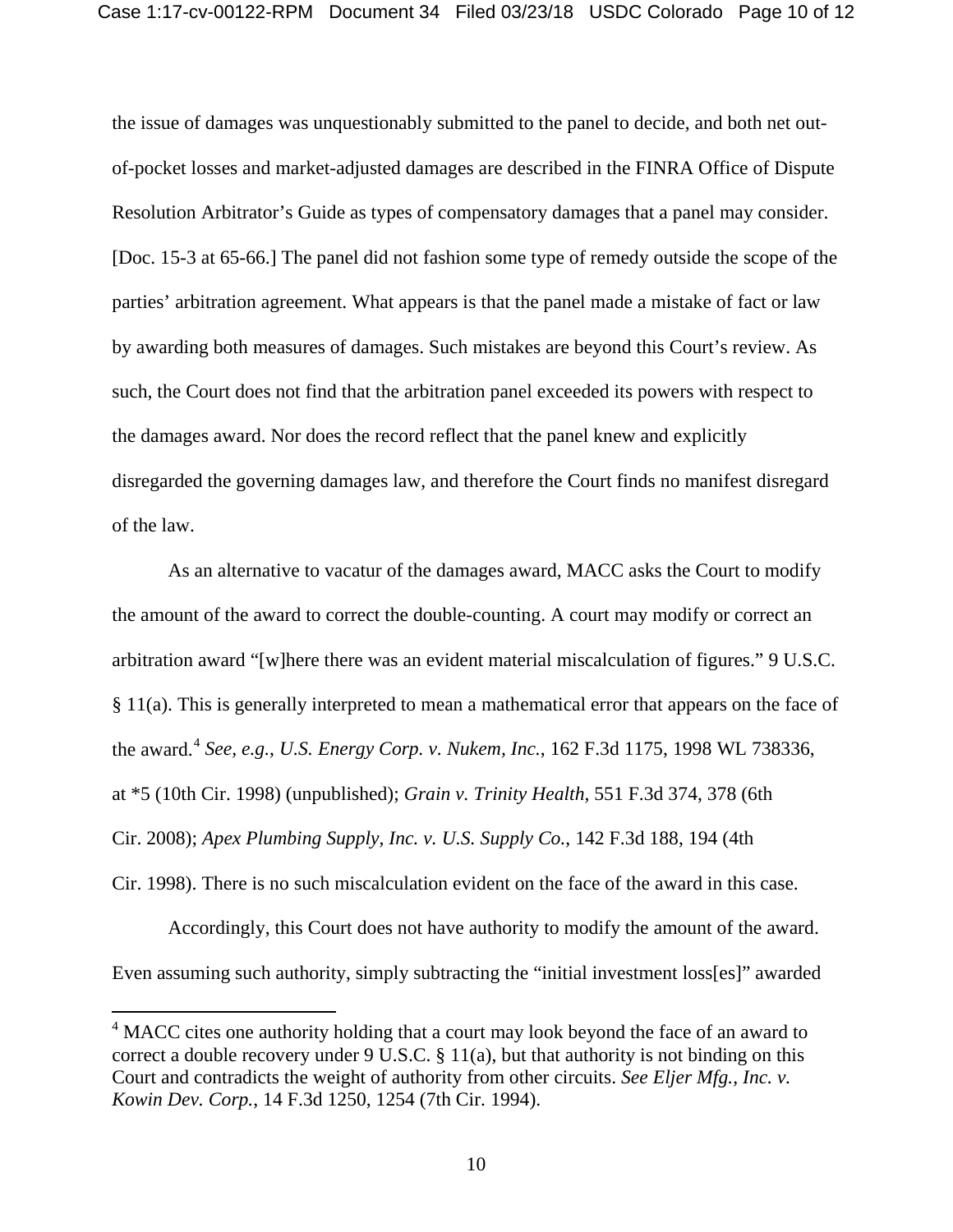the issue of damages was unquestionably submitted to the panel to decide, and both net out-of-pocket losses and market-adjusted damages are described in the FINRA Office of Dispute Resolution Arbitrator's Guide as types of compensatory damages that a panel may consider. [Doc. 15-3 at 65-66.] The panel did not fashion some type of remedy outside the scope of the parties' arbitration agreement. What appears is that the panel made a mistake of fact or law by awarding both measures of damages. Such mistakes are beyond this Court's review. As such, the Court does not find that the arbitration panel exceeded its powers with respect to the damages award. Nor does the record reflect that the panel knew and explicitly disregarded the governing damages law, and therefore the Court finds no manifest disregard of the law.

As an alternative to vacatur of the damages award, MACC asks the Court to modify the amount of the award to correct the double-counting. A court may modify or correct an arbitration award "[w]here there was an evident material miscalculation of figures." 9 U.S.C. § 11(a). This is generally interpreted to mean a mathematical error that appears on the face of the award.[4] *See, e.g.*, *U.S. Energy Corp. v. Nukem, Inc.*, 162 F.3d 1175, 1998 WL 738336, at *5 (10th Cir. 1998) (unpublished); *Grain v. Trinity Health*, 551 F.3d 374, 378 (6th Cir. 2008); *Apex Plumbing Supply, Inc. v. U.S. Supply Co.*, 142 F.3d 188, 194 (4th Cir. 1998). There is no such miscalculation evident on the face of the award in this case.

Accordingly, this Court does not have authority to modify the amount of the award. Even assuming such authority, simply subtracting the "initial investment loss[es]" awarded

[4] MACC cites one authority holding that a court may look beyond the face of an award to correct a double recovery under 9 U.S.C. § 11(a), but that authority is not binding on this Court and contradicts the weight of authority from other circuits. *See Eljer Mfg., Inc. v. Kowin Dev. Corp.*, 14 F.3d 1250, 1254 (7th Cir. 1994).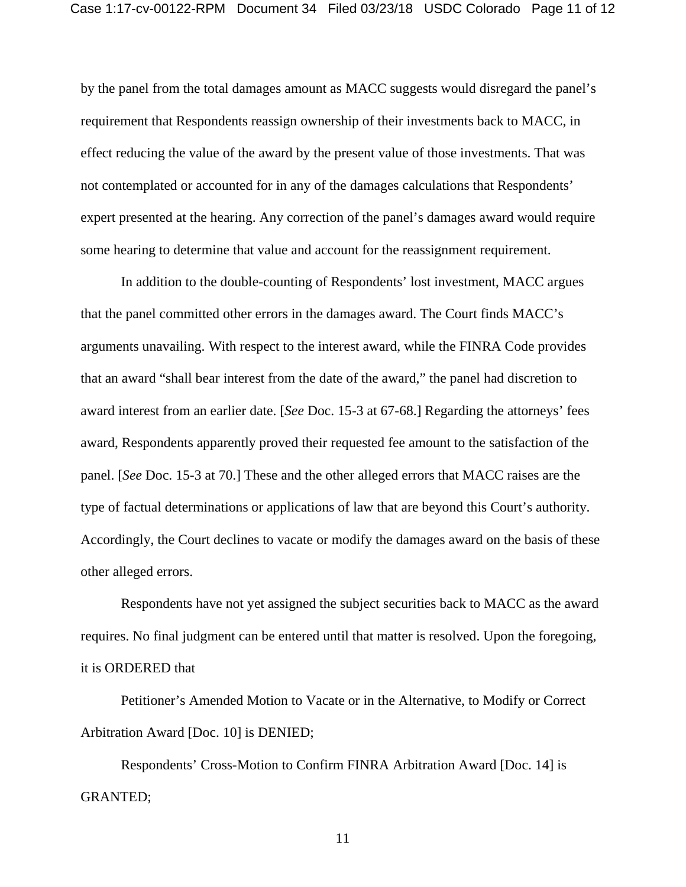by the panel from the total damages amount as MACC suggests would disregard the panel's requirement that Respondents reassign ownership of their investments back to MACC, in effect reducing the value of the award by the present value of those investments. That was not contemplated or accounted for in any of the damages calculations that Respondents' expert presented at the hearing. Any correction of the panel's damages award would require some hearing to determine that value and account for the reassignment requirement.

In addition to the double-counting of Respondents' lost investment, MACC argues that the panel committed other errors in the damages award. The Court finds MACC's arguments unavailing. With respect to the interest award, while the FINRA Code provides that an award "shall bear interest from the date of the award," the panel had discretion to award interest from an earlier date. [*See* Doc. 15-3 at 67-68.] Regarding the attorneys' fees award, Respondents apparently proved their requested fee amount to the satisfaction of the panel. [*See* Doc. 15-3 at 70.] These and the other alleged errors that MACC raises are the type of factual determinations or applications of law that are beyond this Court's authority. Accordingly, the Court declines to vacate or modify the damages award on the basis of these other alleged errors.

Respondents have not yet assigned the subject securities back to MACC as the award requires. No final judgment can be entered until that matter is resolved. Upon the foregoing, it is ORDERED that

Petitioner's Amended Motion to Vacate or in the Alternative, to Modify or Correct Arbitration Award [Doc. 10] is DENIED;

Respondents' Cross-Motion to Confirm FINRA Arbitration Award [Doc. 14] is GRANTED;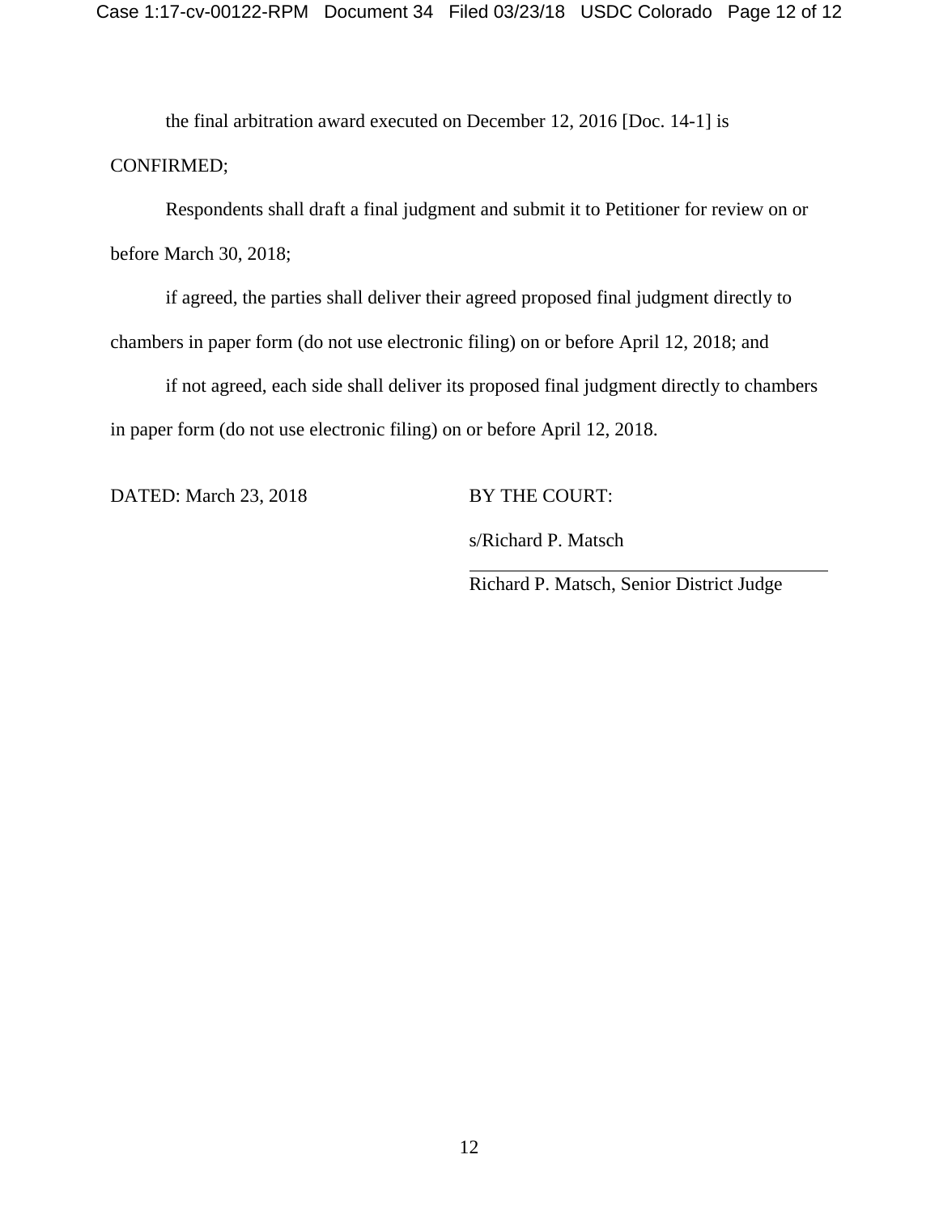the final arbitration award executed on December 12, 2016 [Doc. 14-1] is CONFIRMED;

Respondents shall draft a final judgment and submit it to Petitioner for review on or before March 30, 2018;

if agreed, the parties shall deliver their agreed proposed final judgment directly to chambers in paper form (do not use electronic filing) on or before April 12, 2018; and

if not agreed, each side shall deliver its proposed final judgment directly to chambers in paper form (do not use electronic filing) on or before April 12, 2018.

DATED: March 23, 2018

BY THE COURT:

s/Richard P. Matsch

Richard P. Matsch, Senior District Judge